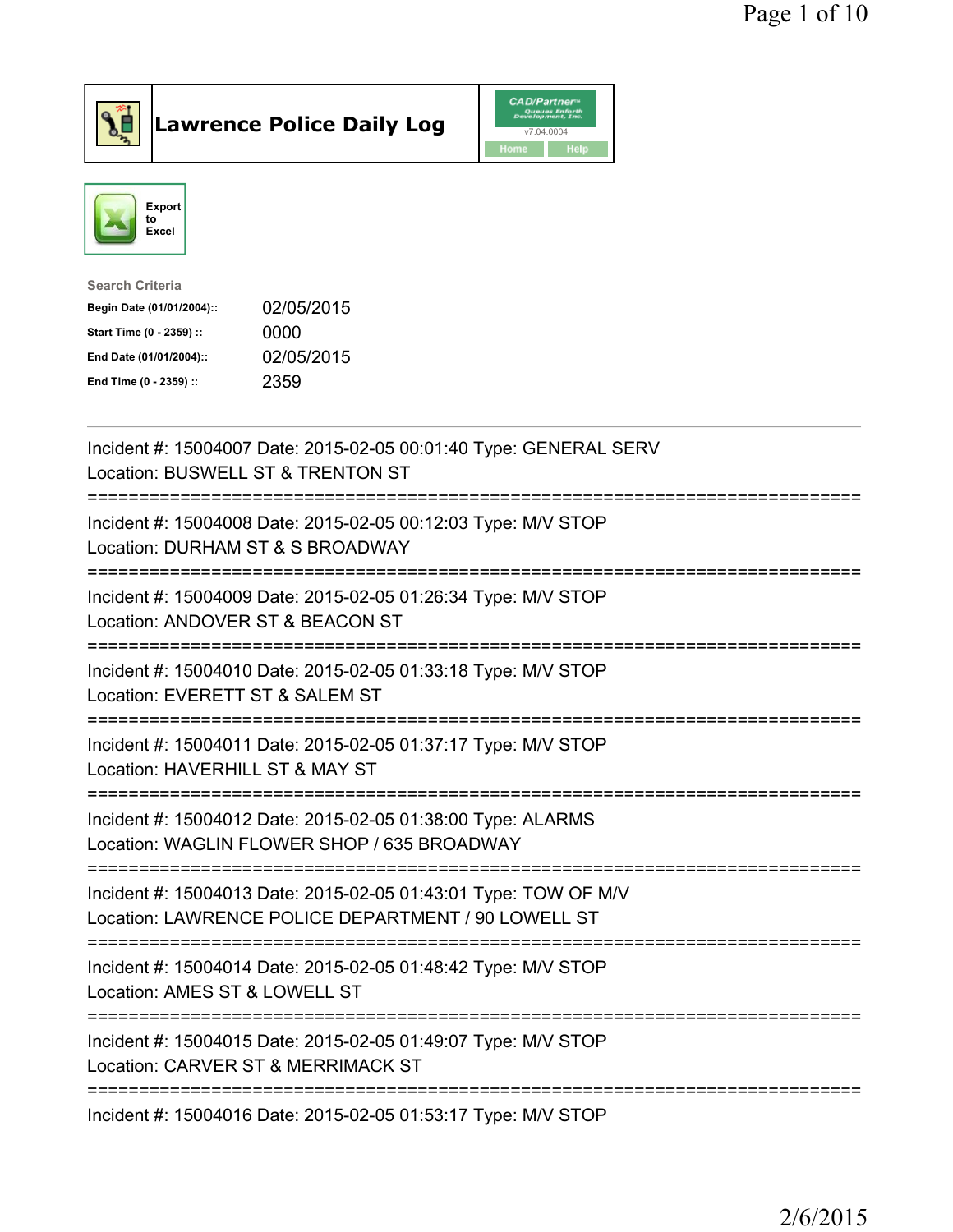# Lawrence Police Daily Log

CAD/Partner v7.04.0004

Home | Help

Export to Excel

**Search Criteria**

| | |
|---|---|
| **Begin Date (01/01/2004)::** | 02/05/2015 |
| **Start Time (0 - 2359) ::** | 0000 |
| **End Date (01/01/2004)::** | 02/05/2015 |
| **End Time (0 - 2359) ::** | 2359 |

---

Incident #: 15004007 Date: 2015-02-05 00:01:40 Type: GENERAL SERV
Location: BUSWELL ST & TRENTON ST

===========================================================================

Incident #: 15004008 Date: 2015-02-05 00:12:03 Type: M/V STOP
Location: DURHAM ST & S BROADWAY

===========================================================================

Incident #: 15004009 Date: 2015-02-05 01:26:34 Type: M/V STOP
Location: ANDOVER ST & BEACON ST

===========================================================================

Incident #: 15004010 Date: 2015-02-05 01:33:18 Type: M/V STOP
Location: EVERETT ST & SALEM ST

===========================================================================

Incident #: 15004011 Date: 2015-02-05 01:37:17 Type: M/V STOP
Location: HAVERHILL ST & MAY ST

===========================================================================

Incident #: 15004012 Date: 2015-02-05 01:38:00 Type: ALARMS
Location: WAGLIN FLOWER SHOP / 635 BROADWAY

===========================================================================

Incident #: 15004013 Date: 2015-02-05 01:43:01 Type: TOW OF M/V
Location: LAWRENCE POLICE DEPARTMENT / 90 LOWELL ST

===========================================================================

Incident #: 15004014 Date: 2015-02-05 01:48:42 Type: M/V STOP
Location: AMES ST & LOWELL ST

===========================================================================

Incident #: 15004015 Date: 2015-02-05 01:49:07 Type: M/V STOP
Location: CARVER ST & MERRIMACK ST

===========================================================================

Incident #: 15004016 Date: 2015-02-05 01:53:17 Type: M/V STOP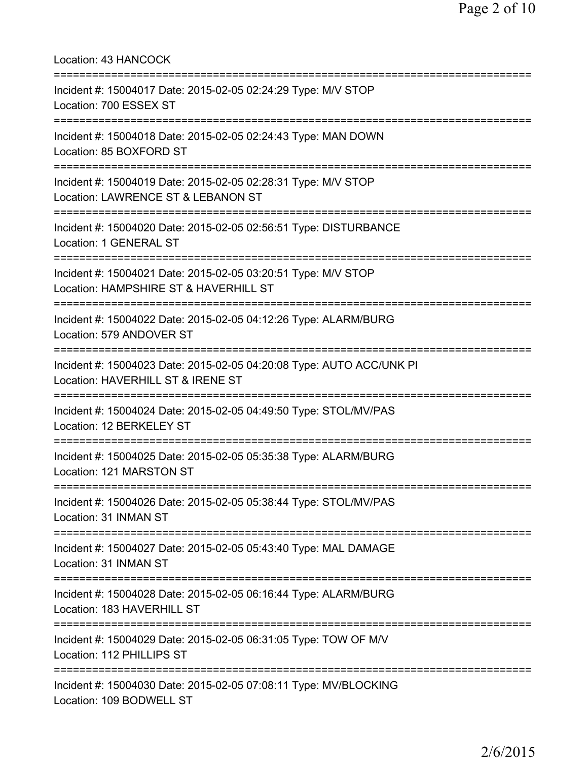Location: 43 HANCOCK

===========================================================================

Incident #: 15004017 Date: 2015-02-05 02:24:29 Type: M/V STOP
Location: 700 ESSEX ST

===========================================================================

Incident #: 15004018 Date: 2015-02-05 02:24:43 Type: MAN DOWN
Location: 85 BOXFORD ST

===========================================================================

Incident #: 15004019 Date: 2015-02-05 02:28:31 Type: M/V STOP
Location: LAWRENCE ST & LEBANON ST

===========================================================================

Incident #: 15004020 Date: 2015-02-05 02:56:51 Type: DISTURBANCE
Location: 1 GENERAL ST

===========================================================================

Incident #: 15004021 Date: 2015-02-05 03:20:51 Type: M/V STOP
Location: HAMPSHIRE ST & HAVERHILL ST

===========================================================================

Incident #: 15004022 Date: 2015-02-05 04:12:26 Type: ALARM/BURG
Location: 579 ANDOVER ST

===========================================================================

Incident #: 15004023 Date: 2015-02-05 04:20:08 Type: AUTO ACC/UNK PI
Location: HAVERHILL ST & IRENE ST

===========================================================================

Incident #: 15004024 Date: 2015-02-05 04:49:50 Type: STOL/MV/PAS
Location: 12 BERKELEY ST

===========================================================================

Incident #: 15004025 Date: 2015-02-05 05:35:38 Type: ALARM/BURG
Location: 121 MARSTON ST

===========================================================================

Incident #: 15004026 Date: 2015-02-05 05:38:44 Type: STOL/MV/PAS
Location: 31 INMAN ST

===========================================================================

Incident #: 15004027 Date: 2015-02-05 05:43:40 Type: MAL DAMAGE
Location: 31 INMAN ST

===========================================================================

Incident #: 15004028 Date: 2015-02-05 06:16:44 Type: ALARM/BURG
Location: 183 HAVERHILL ST

===========================================================================

Incident #: 15004029 Date: 2015-02-05 06:31:05 Type: TOW OF M/V
Location: 112 PHILLIPS ST

===========================================================================

Incident #: 15004030 Date: 2015-02-05 07:08:11 Type: MV/BLOCKING
Location: 109 BODWELL ST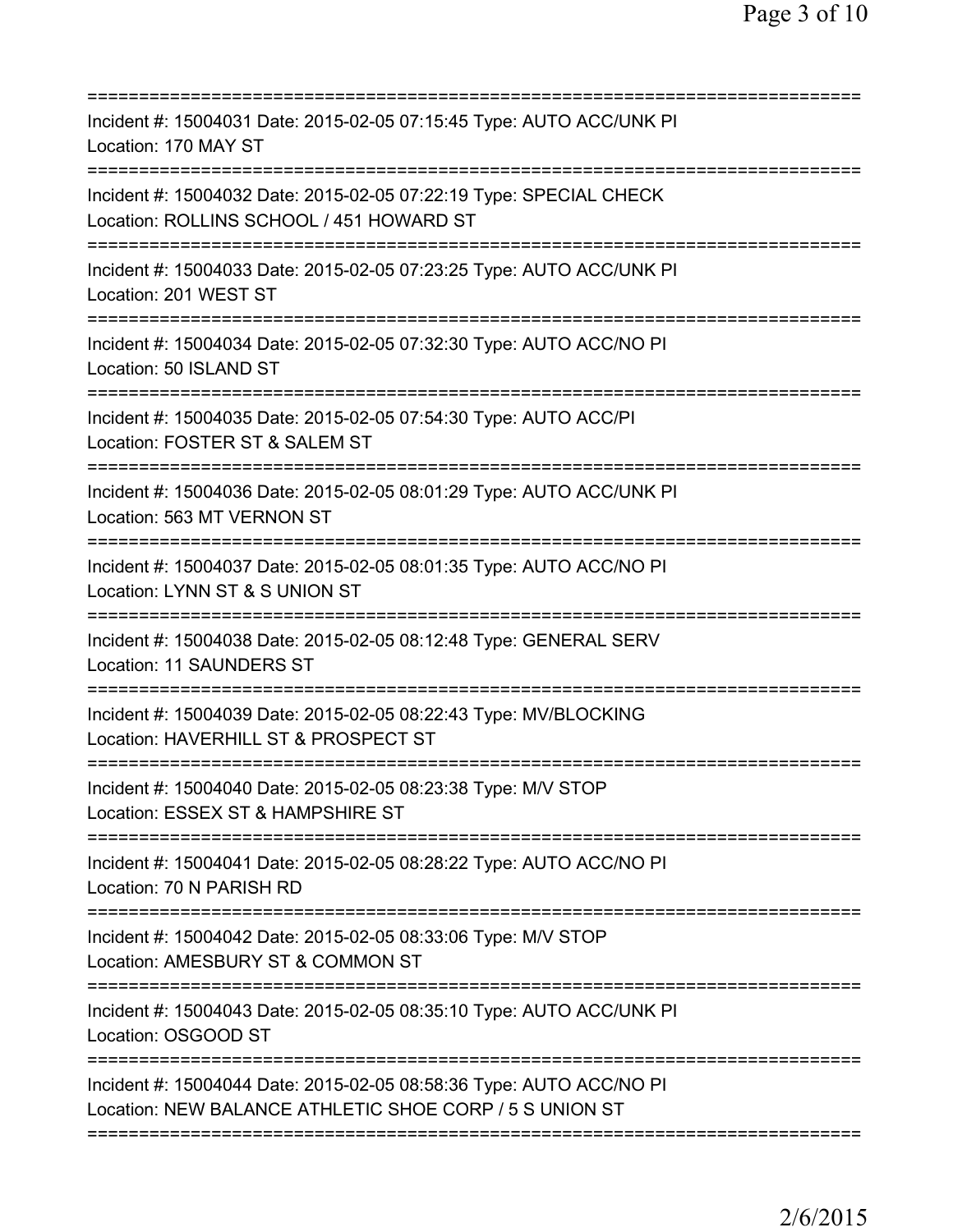===========================================================================
Incident #: 15004031 Date: 2015-02-05 07:15:45 Type: AUTO ACC/UNK PI
Location: 170 MAY ST
===========================================================================
Incident #: 15004032 Date: 2015-02-05 07:22:19 Type: SPECIAL CHECK
Location: ROLLINS SCHOOL / 451 HOWARD ST
===========================================================================
Incident #: 15004033 Date: 2015-02-05 07:23:25 Type: AUTO ACC/UNK PI
Location: 201 WEST ST
===========================================================================
Incident #: 15004034 Date: 2015-02-05 07:32:30 Type: AUTO ACC/NO PI
Location: 50 ISLAND ST
===========================================================================
Incident #: 15004035 Date: 2015-02-05 07:54:30 Type: AUTO ACC/PI
Location: FOSTER ST & SALEM ST
===========================================================================
Incident #: 15004036 Date: 2015-02-05 08:01:29 Type: AUTO ACC/UNK PI
Location: 563 MT VERNON ST
===========================================================================
Incident #: 15004037 Date: 2015-02-05 08:01:35 Type: AUTO ACC/NO PI
Location: LYNN ST & S UNION ST
===========================================================================
Incident #: 15004038 Date: 2015-02-05 08:12:48 Type: GENERAL SERV
Location: 11 SAUNDERS ST
===========================================================================
Incident #: 15004039 Date: 2015-02-05 08:22:43 Type: MV/BLOCKING
Location: HAVERHILL ST & PROSPECT ST
===========================================================================
Incident #: 15004040 Date: 2015-02-05 08:23:38 Type: M/V STOP
Location: ESSEX ST & HAMPSHIRE ST
===========================================================================
Incident #: 15004041 Date: 2015-02-05 08:28:22 Type: AUTO ACC/NO PI
Location: 70 N PARISH RD
===========================================================================
Incident #: 15004042 Date: 2015-02-05 08:33:06 Type: M/V STOP
Location: AMESBURY ST & COMMON ST
===========================================================================
Incident #: 15004043 Date: 2015-02-05 08:35:10 Type: AUTO ACC/UNK PI
Location: OSGOOD ST
===========================================================================
Incident #: 15004044 Date: 2015-02-05 08:58:36 Type: AUTO ACC/NO PI
Location: NEW BALANCE ATHLETIC SHOE CORP / 5 S UNION ST
===========================================================================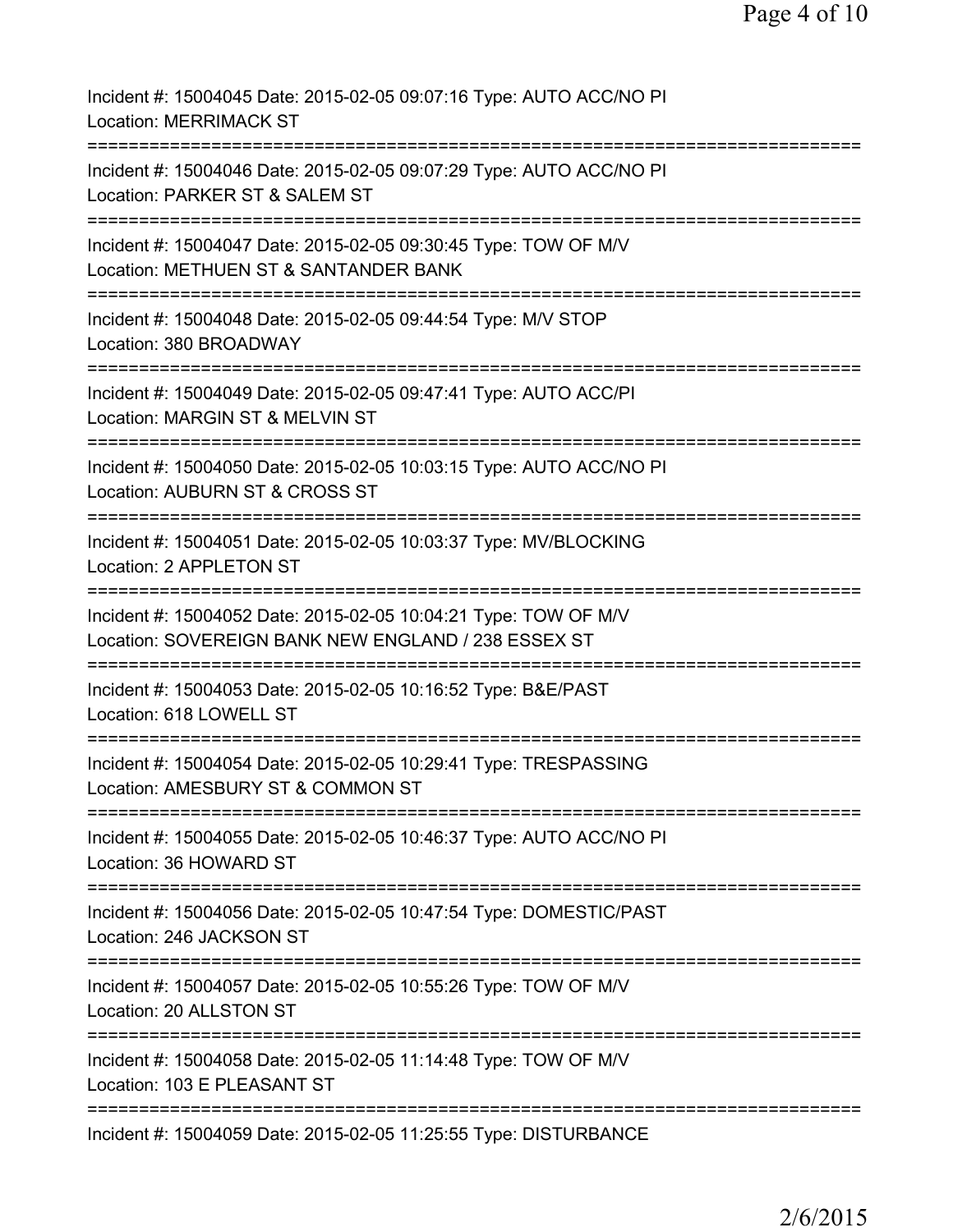Incident #: 15004045 Date: 2015-02-05 09:07:16 Type: AUTO ACC/NO PI
Location: MERRIMACK ST

===========================================================================

Incident #: 15004046 Date: 2015-02-05 09:07:29 Type: AUTO ACC/NO PI
Location: PARKER ST & SALEM ST

===========================================================================

Incident #: 15004047 Date: 2015-02-05 09:30:45 Type: TOW OF M/V
Location: METHUEN ST & SANTANDER BANK

===========================================================================

Incident #: 15004048 Date: 2015-02-05 09:44:54 Type: M/V STOP
Location: 380 BROADWAY

===========================================================================

Incident #: 15004049 Date: 2015-02-05 09:47:41 Type: AUTO ACC/PI
Location: MARGIN ST & MELVIN ST

===========================================================================

Incident #: 15004050 Date: 2015-02-05 10:03:15 Type: AUTO ACC/NO PI
Location: AUBURN ST & CROSS ST

===========================================================================

Incident #: 15004051 Date: 2015-02-05 10:03:37 Type: MV/BLOCKING
Location: 2 APPLETON ST

===========================================================================

Incident #: 15004052 Date: 2015-02-05 10:04:21 Type: TOW OF M/V
Location: SOVEREIGN BANK NEW ENGLAND / 238 ESSEX ST

===========================================================================

Incident #: 15004053 Date: 2015-02-05 10:16:52 Type: B&E/PAST
Location: 618 LOWELL ST

===========================================================================

Incident #: 15004054 Date: 2015-02-05 10:29:41 Type: TRESPASSING
Location: AMESBURY ST & COMMON ST

===========================================================================

Incident #: 15004055 Date: 2015-02-05 10:46:37 Type: AUTO ACC/NO PI
Location: 36 HOWARD ST

===========================================================================

Incident #: 15004056 Date: 2015-02-05 10:47:54 Type: DOMESTIC/PAST
Location: 246 JACKSON ST

===========================================================================

Incident #: 15004057 Date: 2015-02-05 10:55:26 Type: TOW OF M/V
Location: 20 ALLSTON ST

===========================================================================

Incident #: 15004058 Date: 2015-02-05 11:14:48 Type: TOW OF M/V
Location: 103 E PLEASANT ST

===========================================================================

Incident #: 15004059 Date: 2015-02-05 11:25:55 Type: DISTURBANCE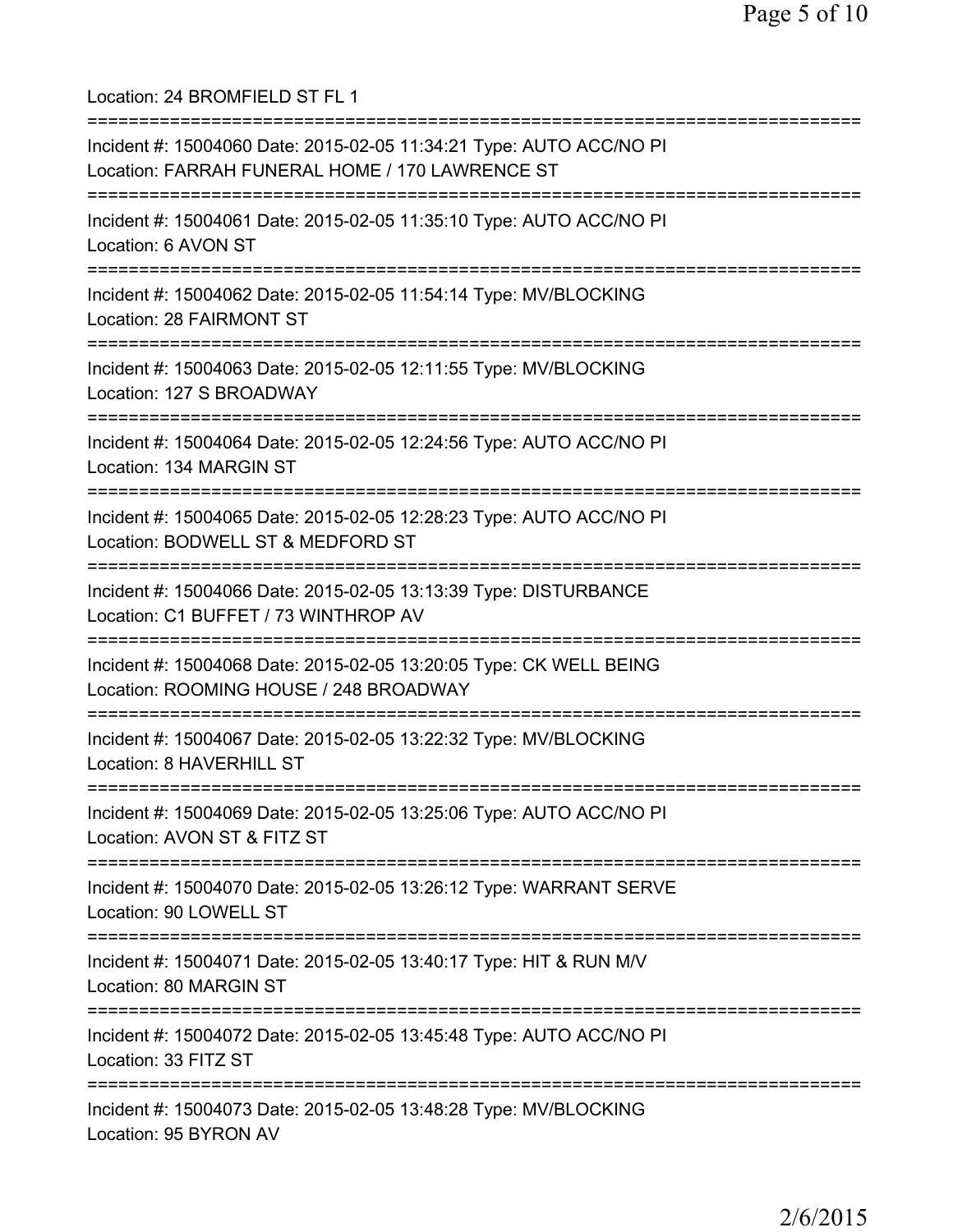Location: 24 BROMFIELD ST FL 1

===========================================================================

Incident #: 15004060 Date: 2015-02-05 11:34:21 Type: AUTO ACC/NO PI
Location: FARRAH FUNERAL HOME / 170 LAWRENCE ST

===========================================================================

Incident #: 15004061 Date: 2015-02-05 11:35:10 Type: AUTO ACC/NO PI
Location: 6 AVON ST

===========================================================================

Incident #: 15004062 Date: 2015-02-05 11:54:14 Type: MV/BLOCKING
Location: 28 FAIRMONT ST

===========================================================================

Incident #: 15004063 Date: 2015-02-05 12:11:55 Type: MV/BLOCKING
Location: 127 S BROADWAY

===========================================================================

Incident #: 15004064 Date: 2015-02-05 12:24:56 Type: AUTO ACC/NO PI
Location: 134 MARGIN ST

===========================================================================

Incident #: 15004065 Date: 2015-02-05 12:28:23 Type: AUTO ACC/NO PI
Location: BODWELL ST & MEDFORD ST

===========================================================================

Incident #: 15004066 Date: 2015-02-05 13:13:39 Type: DISTURBANCE
Location: C1 BUFFET / 73 WINTHROP AV

===========================================================================

Incident #: 15004068 Date: 2015-02-05 13:20:05 Type: CK WELL BEING
Location: ROOMING HOUSE / 248 BROADWAY

===========================================================================

Incident #: 15004067 Date: 2015-02-05 13:22:32 Type: MV/BLOCKING
Location: 8 HAVERHILL ST

===========================================================================

Incident #: 15004069 Date: 2015-02-05 13:25:06 Type: AUTO ACC/NO PI
Location: AVON ST & FITZ ST

===========================================================================

Incident #: 15004070 Date: 2015-02-05 13:26:12 Type: WARRANT SERVE
Location: 90 LOWELL ST

===========================================================================

Incident #: 15004071 Date: 2015-02-05 13:40:17 Type: HIT & RUN M/V
Location: 80 MARGIN ST

===========================================================================

Incident #: 15004072 Date: 2015-02-05 13:45:48 Type: AUTO ACC/NO PI
Location: 33 FITZ ST

===========================================================================

Incident #: 15004073 Date: 2015-02-05 13:48:28 Type: MV/BLOCKING
Location: 95 BYRON AV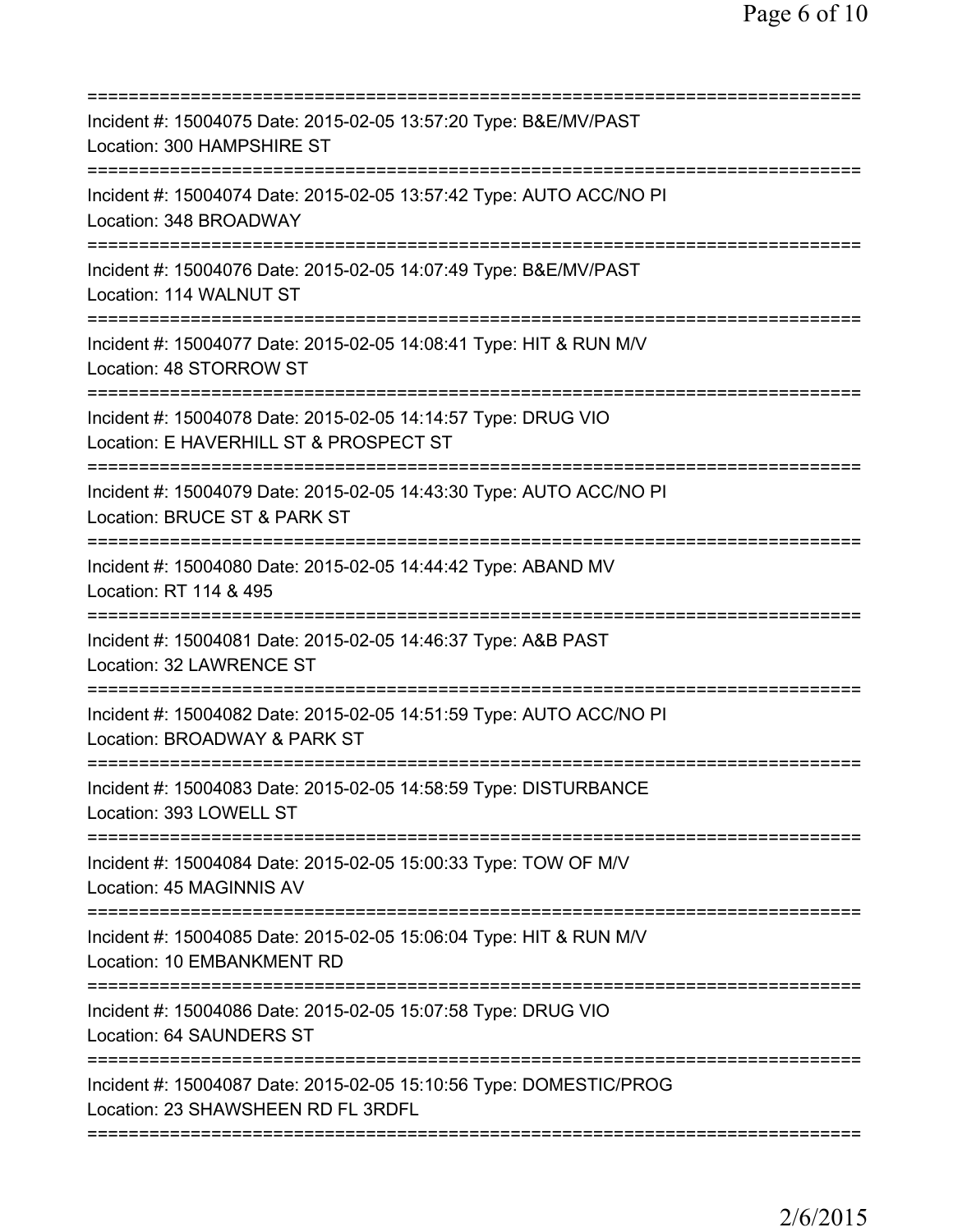===========================================================================
Incident #: 15004075 Date: 2015-02-05 13:57:20 Type: B&E/MV/PAST
Location: 300 HAMPSHIRE ST
===========================================================================
Incident #: 15004074 Date: 2015-02-05 13:57:42 Type: AUTO ACC/NO PI
Location: 348 BROADWAY
===========================================================================
Incident #: 15004076 Date: 2015-02-05 14:07:49 Type: B&E/MV/PAST
Location: 114 WALNUT ST
===========================================================================
Incident #: 15004077 Date: 2015-02-05 14:08:41 Type: HIT & RUN M/V
Location: 48 STORROW ST
===========================================================================
Incident #: 15004078 Date: 2015-02-05 14:14:57 Type: DRUG VIO
Location: E HAVERHILL ST & PROSPECT ST
===========================================================================
Incident #: 15004079 Date: 2015-02-05 14:43:30 Type: AUTO ACC/NO PI
Location: BRUCE ST & PARK ST
===========================================================================
Incident #: 15004080 Date: 2015-02-05 14:44:42 Type: ABAND MV
Location: RT 114 & 495
===========================================================================
Incident #: 15004081 Date: 2015-02-05 14:46:37 Type: A&B PAST
Location: 32 LAWRENCE ST
===========================================================================
Incident #: 15004082 Date: 2015-02-05 14:51:59 Type: AUTO ACC/NO PI
Location: BROADWAY & PARK ST
===========================================================================
Incident #: 15004083 Date: 2015-02-05 14:58:59 Type: DISTURBANCE
Location: 393 LOWELL ST
===========================================================================
Incident #: 15004084 Date: 2015-02-05 15:00:33 Type: TOW OF M/V
Location: 45 MAGINNIS AV
===========================================================================
Incident #: 15004085 Date: 2015-02-05 15:06:04 Type: HIT & RUN M/V
Location: 10 EMBANKMENT RD
===========================================================================
Incident #: 15004086 Date: 2015-02-05 15:07:58 Type: DRUG VIO
Location: 64 SAUNDERS ST
===========================================================================
Incident #: 15004087 Date: 2015-02-05 15:10:56 Type: DOMESTIC/PROG
Location: 23 SHAWSHEEN RD FL 3RDFL
===========================================================================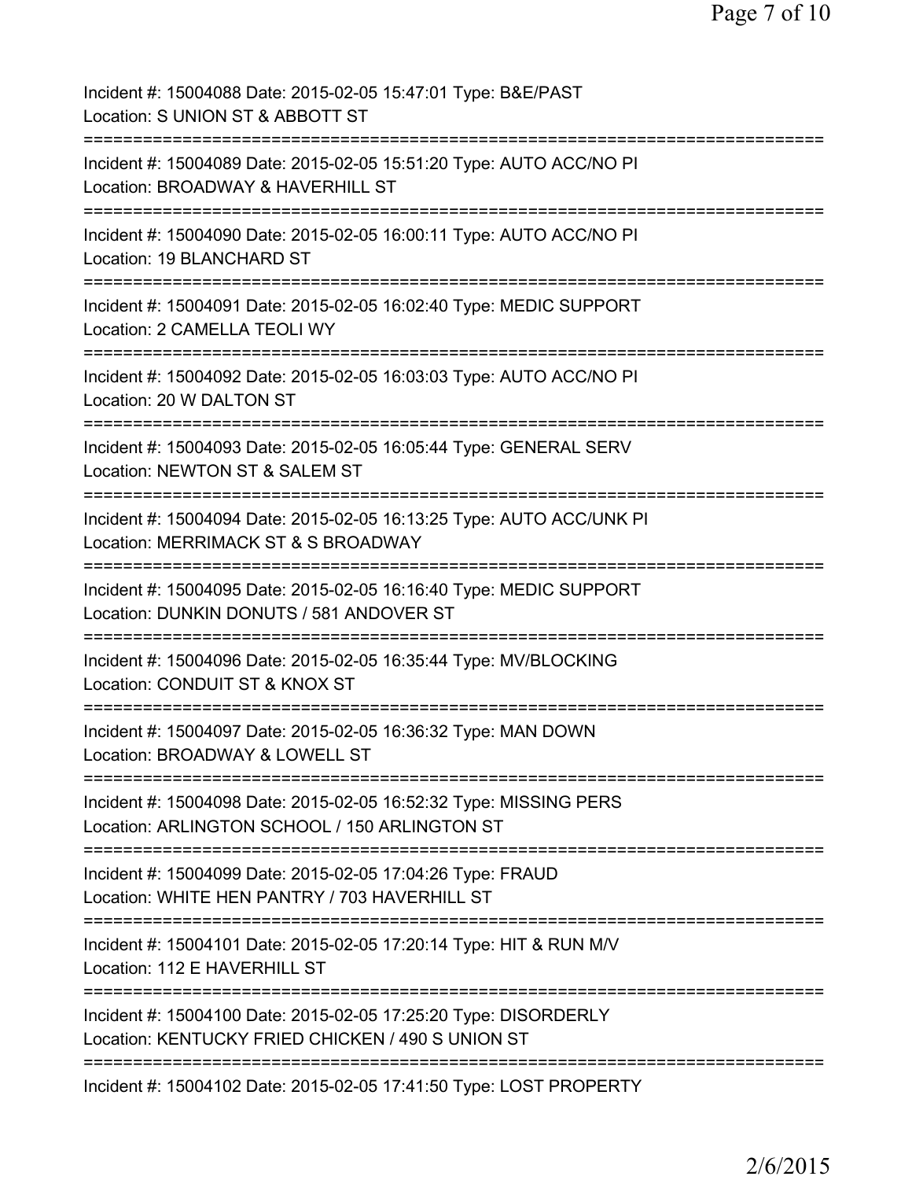Incident #: 15004088 Date: 2015-02-05 15:47:01 Type: B&E/PAST
Location: S UNION ST & ABBOTT ST

===========================================================================

Incident #: 15004089 Date: 2015-02-05 15:51:20 Type: AUTO ACC/NO PI
Location: BROADWAY & HAVERHILL ST

===========================================================================

Incident #: 15004090 Date: 2015-02-05 16:00:11 Type: AUTO ACC/NO PI
Location: 19 BLANCHARD ST

===========================================================================

Incident #: 15004091 Date: 2015-02-05 16:02:40 Type: MEDIC SUPPORT
Location: 2 CAMELLA TEOLI WY

===========================================================================

Incident #: 15004092 Date: 2015-02-05 16:03:03 Type: AUTO ACC/NO PI
Location: 20 W DALTON ST

===========================================================================

Incident #: 15004093 Date: 2015-02-05 16:05:44 Type: GENERAL SERV
Location: NEWTON ST & SALEM ST

===========================================================================

Incident #: 15004094 Date: 2015-02-05 16:13:25 Type: AUTO ACC/UNK PI
Location: MERRIMACK ST & S BROADWAY

===========================================================================

Incident #: 15004095 Date: 2015-02-05 16:16:40 Type: MEDIC SUPPORT
Location: DUNKIN DONUTS / 581 ANDOVER ST

===========================================================================

Incident #: 15004096 Date: 2015-02-05 16:35:44 Type: MV/BLOCKING
Location: CONDUIT ST & KNOX ST

===========================================================================

Incident #: 15004097 Date: 2015-02-05 16:36:32 Type: MAN DOWN
Location: BROADWAY & LOWELL ST

===========================================================================

Incident #: 15004098 Date: 2015-02-05 16:52:32 Type: MISSING PERS
Location: ARLINGTON SCHOOL / 150 ARLINGTON ST

===========================================================================

Incident #: 15004099 Date: 2015-02-05 17:04:26 Type: FRAUD
Location: WHITE HEN PANTRY / 703 HAVERHILL ST

===========================================================================

Incident #: 15004101 Date: 2015-02-05 17:20:14 Type: HIT & RUN M/V
Location: 112 E HAVERHILL ST

===========================================================================

Incident #: 15004100 Date: 2015-02-05 17:25:20 Type: DISORDERLY
Location: KENTUCKY FRIED CHICKEN / 490 S UNION ST

===========================================================================

Incident #: 15004102 Date: 2015-02-05 17:41:50 Type: LOST PROPERTY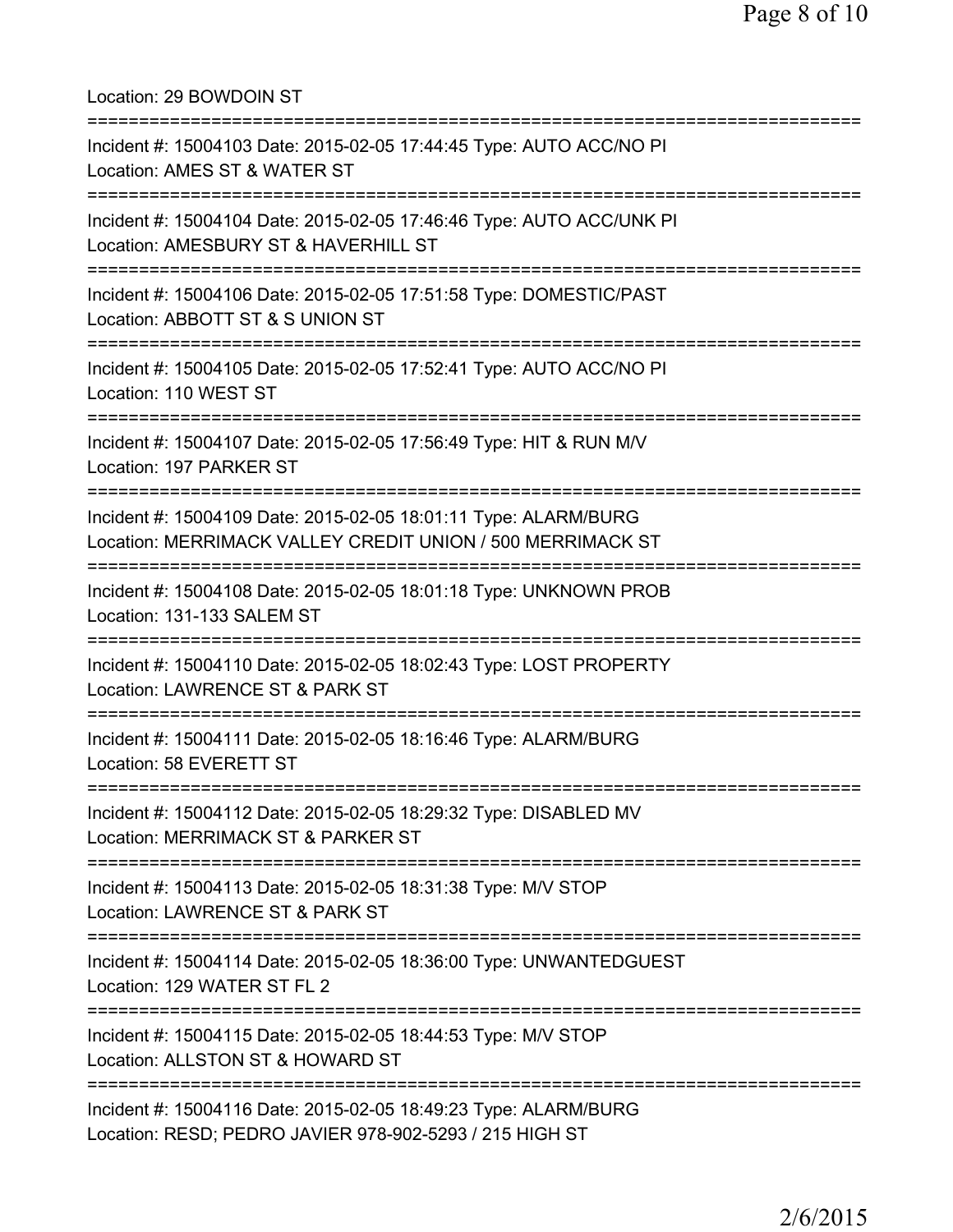Location: 29 BOWDOIN ST

===========================================================================

Incident #: 15004103 Date: 2015-02-05 17:44:45 Type: AUTO ACC/NO PI
Location: AMES ST & WATER ST

===========================================================================

Incident #: 15004104 Date: 2015-02-05 17:46:46 Type: AUTO ACC/UNK PI
Location: AMESBURY ST & HAVERHILL ST

===========================================================================

Incident #: 15004106 Date: 2015-02-05 17:51:58 Type: DOMESTIC/PAST
Location: ABBOTT ST & S UNION ST

===========================================================================

Incident #: 15004105 Date: 2015-02-05 17:52:41 Type: AUTO ACC/NO PI
Location: 110 WEST ST

===========================================================================

Incident #: 15004107 Date: 2015-02-05 17:56:49 Type: HIT & RUN M/V
Location: 197 PARKER ST

===========================================================================

Incident #: 15004109 Date: 2015-02-05 18:01:11 Type: ALARM/BURG
Location: MERRIMACK VALLEY CREDIT UNION / 500 MERRIMACK ST

===========================================================================

Incident #: 15004108 Date: 2015-02-05 18:01:18 Type: UNKNOWN PROB
Location: 131-133 SALEM ST

===========================================================================

Incident #: 15004110 Date: 2015-02-05 18:02:43 Type: LOST PROPERTY
Location: LAWRENCE ST & PARK ST

===========================================================================

Incident #: 15004111 Date: 2015-02-05 18:16:46 Type: ALARM/BURG
Location: 58 EVERETT ST

===========================================================================

Incident #: 15004112 Date: 2015-02-05 18:29:32 Type: DISABLED MV
Location: MERRIMACK ST & PARKER ST

===========================================================================

Incident #: 15004113 Date: 2015-02-05 18:31:38 Type: M/V STOP
Location: LAWRENCE ST & PARK ST

===========================================================================

Incident #: 15004114 Date: 2015-02-05 18:36:00 Type: UNWANTEDGUEST
Location: 129 WATER ST FL 2

===========================================================================

Incident #: 15004115 Date: 2015-02-05 18:44:53 Type: M/V STOP
Location: ALLSTON ST & HOWARD ST

===========================================================================

Incident #: 15004116 Date: 2015-02-05 18:49:23 Type: ALARM/BURG
Location: RESD; PEDRO JAVIER 978-902-5293 / 215 HIGH ST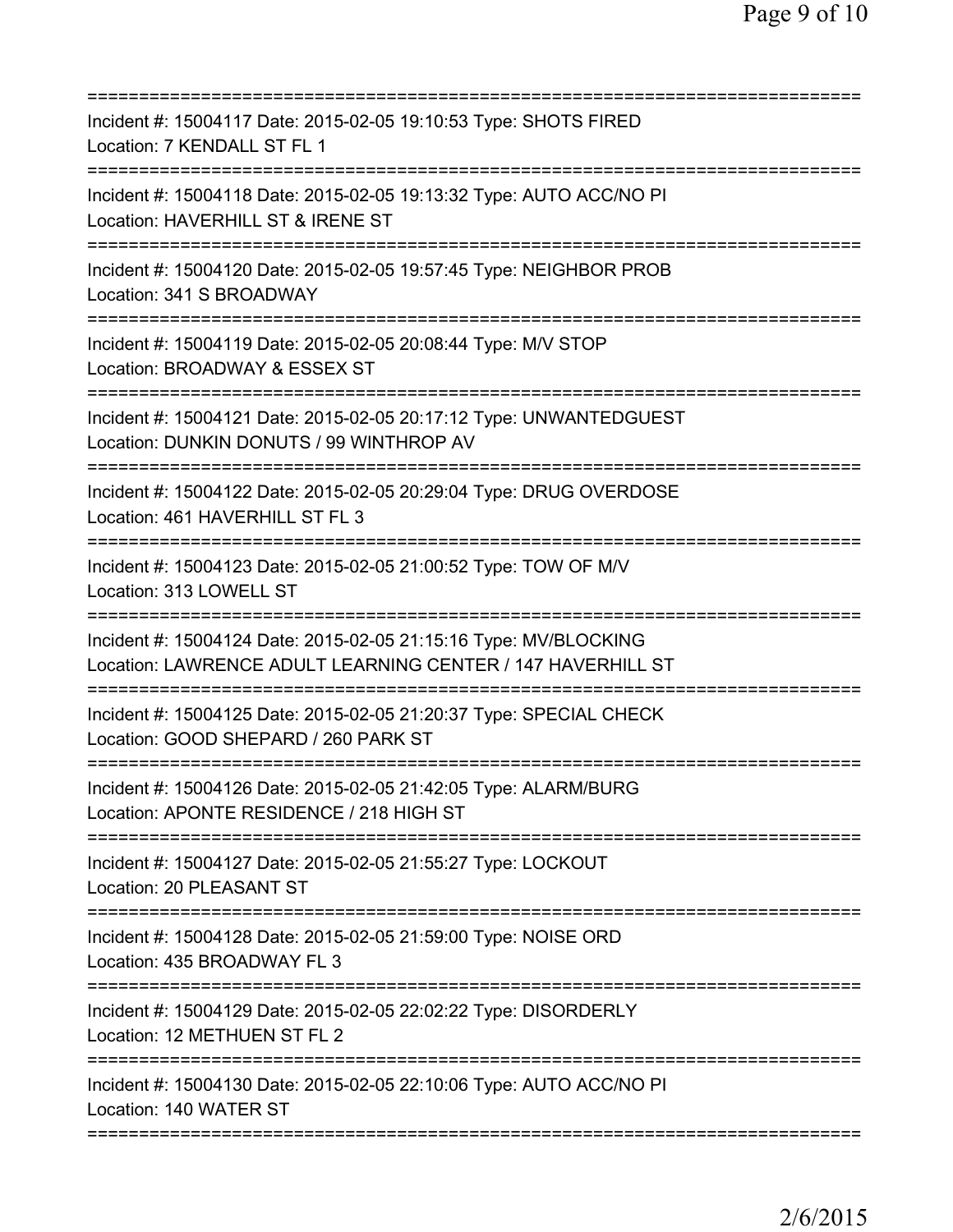===========================================================================
Incident #: 15004117 Date: 2015-02-05 19:10:53 Type: SHOTS FIRED
Location: 7 KENDALL ST FL 1
===========================================================================
Incident #: 15004118 Date: 2015-02-05 19:13:32 Type: AUTO ACC/NO PI
Location: HAVERHILL ST & IRENE ST
===========================================================================
Incident #: 15004120 Date: 2015-02-05 19:57:45 Type: NEIGHBOR PROB
Location: 341 S BROADWAY
===========================================================================
Incident #: 15004119 Date: 2015-02-05 20:08:44 Type: M/V STOP
Location: BROADWAY & ESSEX ST
===========================================================================
Incident #: 15004121 Date: 2015-02-05 20:17:12 Type: UNWANTEDGUEST
Location: DUNKIN DONUTS / 99 WINTHROP AV
===========================================================================
Incident #: 15004122 Date: 2015-02-05 20:29:04 Type: DRUG OVERDOSE
Location: 461 HAVERHILL ST FL 3
===========================================================================
Incident #: 15004123 Date: 2015-02-05 21:00:52 Type: TOW OF M/V
Location: 313 LOWELL ST
===========================================================================
Incident #: 15004124 Date: 2015-02-05 21:15:16 Type: MV/BLOCKING
Location: LAWRENCE ADULT LEARNING CENTER / 147 HAVERHILL ST
===========================================================================
Incident #: 15004125 Date: 2015-02-05 21:20:37 Type: SPECIAL CHECK
Location: GOOD SHEPARD / 260 PARK ST
===========================================================================
Incident #: 15004126 Date: 2015-02-05 21:42:05 Type: ALARM/BURG
Location: APONTE RESIDENCE / 218 HIGH ST
===========================================================================
Incident #: 15004127 Date: 2015-02-05 21:55:27 Type: LOCKOUT
Location: 20 PLEASANT ST
===========================================================================
Incident #: 15004128 Date: 2015-02-05 21:59:00 Type: NOISE ORD
Location: 435 BROADWAY FL 3
===========================================================================
Incident #: 15004129 Date: 2015-02-05 22:02:22 Type: DISORDERLY
Location: 12 METHUEN ST FL 2
===========================================================================
Incident #: 15004130 Date: 2015-02-05 22:10:06 Type: AUTO ACC/NO PI
Location: 140 WATER ST
===========================================================================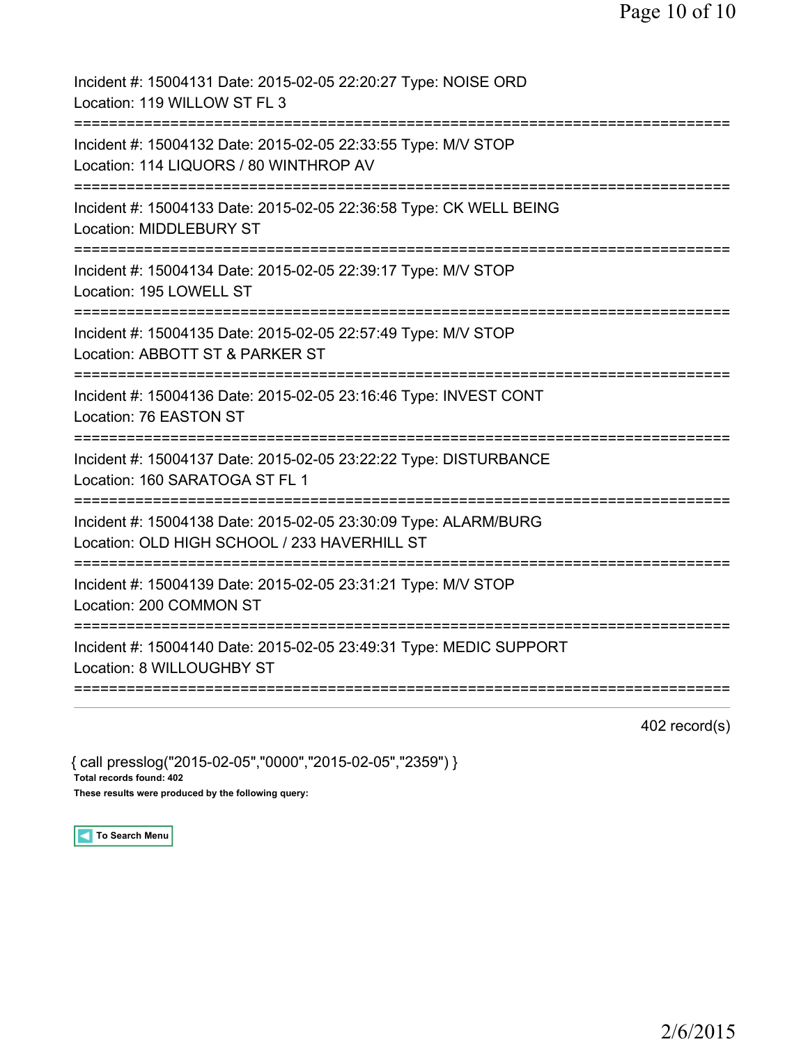Incident #: 15004131 Date: 2015-02-05 22:20:27 Type: NOISE ORD
Location: 119 WILLOW ST FL 3

===========================================================================

Incident #: 15004132 Date: 2015-02-05 22:33:55 Type: M/V STOP
Location: 114 LIQUORS / 80 WINTHROP AV

===========================================================================

Incident #: 15004133 Date: 2015-02-05 22:36:58 Type: CK WELL BEING
Location: MIDDLEBURY ST

===========================================================================

Incident #: 15004134 Date: 2015-02-05 22:39:17 Type: M/V STOP
Location: 195 LOWELL ST

===========================================================================

Incident #: 15004135 Date: 2015-02-05 22:57:49 Type: M/V STOP
Location: ABBOTT ST & PARKER ST

===========================================================================

Incident #: 15004136 Date: 2015-02-05 23:16:46 Type: INVEST CONT
Location: 76 EASTON ST

===========================================================================

Incident #: 15004137 Date: 2015-02-05 23:22:22 Type: DISTURBANCE
Location: 160 SARATOGA ST FL 1

===========================================================================

Incident #: 15004138 Date: 2015-02-05 23:30:09 Type: ALARM/BURG
Location: OLD HIGH SCHOOL / 233 HAVERHILL ST

===========================================================================

Incident #: 15004139 Date: 2015-02-05 23:31:21 Type: M/V STOP
Location: 200 COMMON ST

===========================================================================

Incident #: 15004140 Date: 2015-02-05 23:49:31 Type: MEDIC SUPPORT
Location: 8 WILLOUGHBY ST

===========================================================================

402 record(s)

{ call presslog("2015-02-05","0000","2015-02-05","2359") }

**Total records found: 402**

**These results were produced by the following query:**

To Search Menu